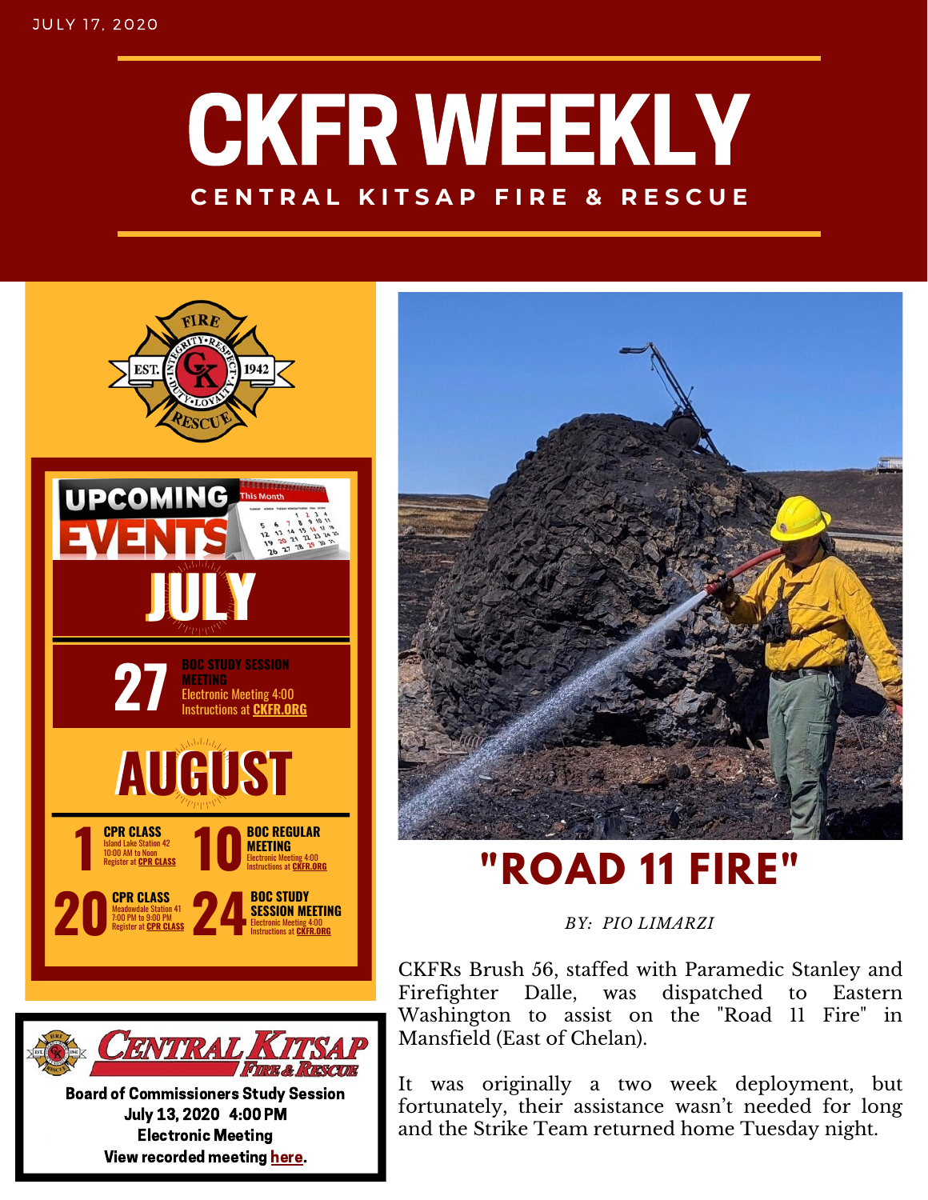JULY 17, 2020

# CKFR WEEKLY

## CENTRAL KITSAP FIRE & RESCUE

## UPCOMING EVENTS

### JULY

**27** — **BOC STUDY SESSION MEETING**
Electronic Meeting 4:00
Instructions at **CKFR.ORG**

### AUGUST

**1** — **CPR CLASS**
Island Lake Station 42
10:00 AM to Noon
Register at **CPR CLASS**

**10** — **BOC REGULAR MEETING**
Electronic Meeting 4:00
Instructions at **CKFR.ORG**

**20** — **CPR CLASS**
Meadowdale Station 41
7:00 PM to 9:00 PM
Register at **CPR CLASS**

**24** — **BOC STUDY SESSION MEETING**
Electronic Meeting 4:00
Instructions at **CKFR.ORG**

**Central Kitsap Fire & Rescue**

**Board of Commissioners Study Session**
**July 13, 2020 4:00 PM**
**Electronic Meeting**
**View recorded meeting here.**

## "ROAD 11 FIRE"

*BY: PIO LIMARZI*

CKFRs Brush 56, staffed with Paramedic Stanley and Firefighter Dalle, was dispatched to Eastern Washington to assist on the "Road 11 Fire" in Mansfield (East of Chelan).

It was originally a two week deployment, but fortunately, their assistance wasn't needed for long and the Strike Team returned home Tuesday night.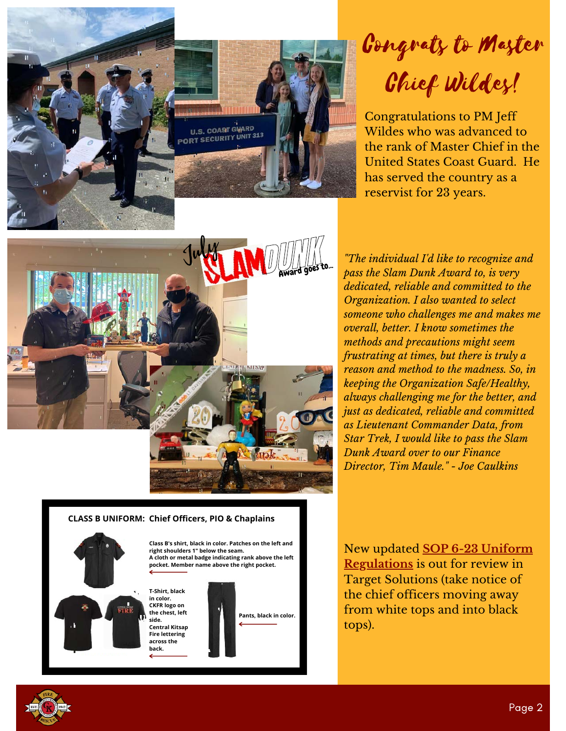# Congrats to Master Chief Wildes!

Congratulations to PM Jeff Wildes who was advanced to the rank of Master Chief in the United States Coast Guard. He has served the country as a reservist for 23 years.

## July SLAM DUNK Award goes to...

*"The individual I'd like to recognize and pass the Slam Dunk Award to, is very dedicated, reliable and committed to the Organization. I also wanted to select someone who challenges me and makes me overall, better. I know sometimes the methods and precautions might seem frustrating at times, but there is truly a reason and method to the madness. So, in keeping the Organization Safe/Healthy, always challenging me for the better, and just as dedicated, reliable and committed as Lieutenant Commander Data, from Star Trek, I would like to pass the Slam Dunk Award over to our Finance Director, Tim Maule." - Joe Caulkins*

**CLASS B UNIFORM: Chief Officers, PIO & Chaplains**

**Class B's shirt, black in color. Patches on the left and right shoulders 1" below the seam. A cloth or metal badge indicating rank above the left pocket. Member name above the right pocket.**

**T-Shirt, black in color. CKFR logo on the chest, left side. Central Kitsap Fire lettering across the back.**

**Pants, black in color.**

New updated **SOP 6-23 Uniform Regulations** is out for review in Target Solutions (take notice of the chief officers moving away from white tops and into black tops).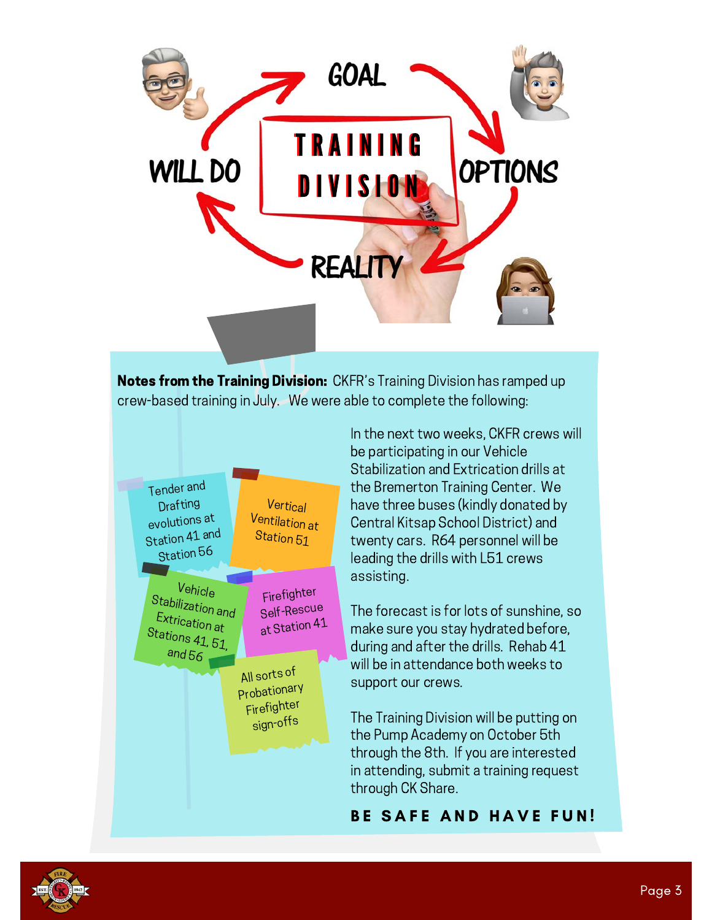# TRAINING DIVISION

GOAL

OPTIONS

REALITY

WILL DO

**Notes from the Training Division:** CKFR's Training Division has ramped up crew-based training in July. We were able to complete the following:

- Tender and Drafting evolutions at Station 41 and Station 56
- Vertical Ventilation at Station 51
- Vehicle Stabilization and Extrication at Stations 41, 51, and 56
- Firefighter Self-Rescue at Station 41
- All sorts of Probationary Firefighter sign-offs

In the next two weeks, CKFR crews will be participating in our Vehicle Stabilization and Extrication drills at the Bremerton Training Center. We have three buses (kindly donated by Central Kitsap School District) and twenty cars. R64 personnel will be leading the drills with L51 crews assisting.

The forecast is for lots of sunshine, so make sure you stay hydrated before, during and after the drills. Rehab 41 will be in attendance both weeks to support our crews.

The Training Division will be putting on the Pump Academy on October 5th through the 8th. If you are interested in attending, submit a training request through CK Share.

**BE SAFE AND HAVE FUN!**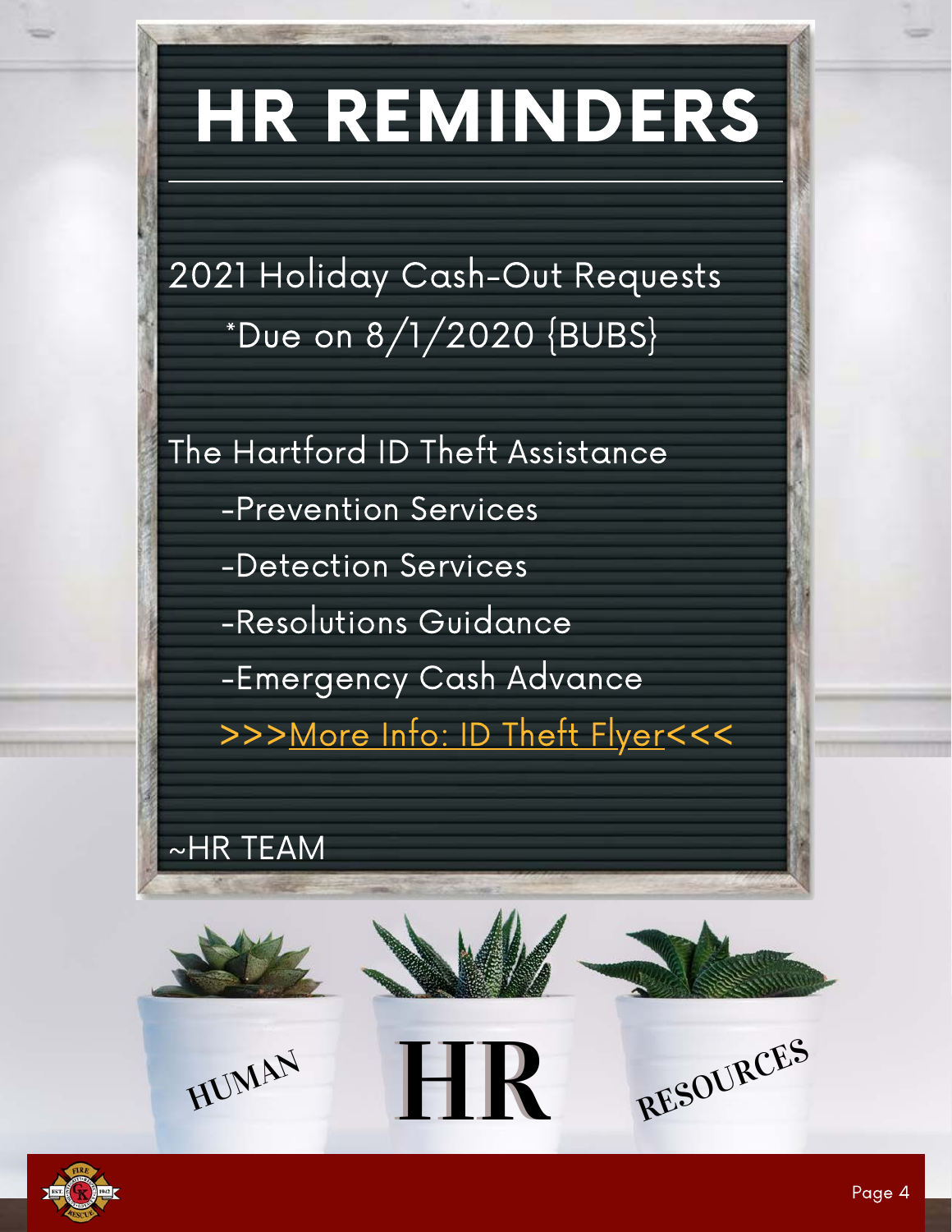# HR REMINDERS

2021 Holiday Cash-Out Requests

*Due on 8/1/2020 {BUBS}

The Hartford ID Theft Assistance

- -Prevention Services
- -Detection Services
- -Resolutions Guidance
- -Emergency Cash Advance

>>>More Info: ID Theft Flyer<<<

~HR TEAM

HUMAN HR RESOURCES